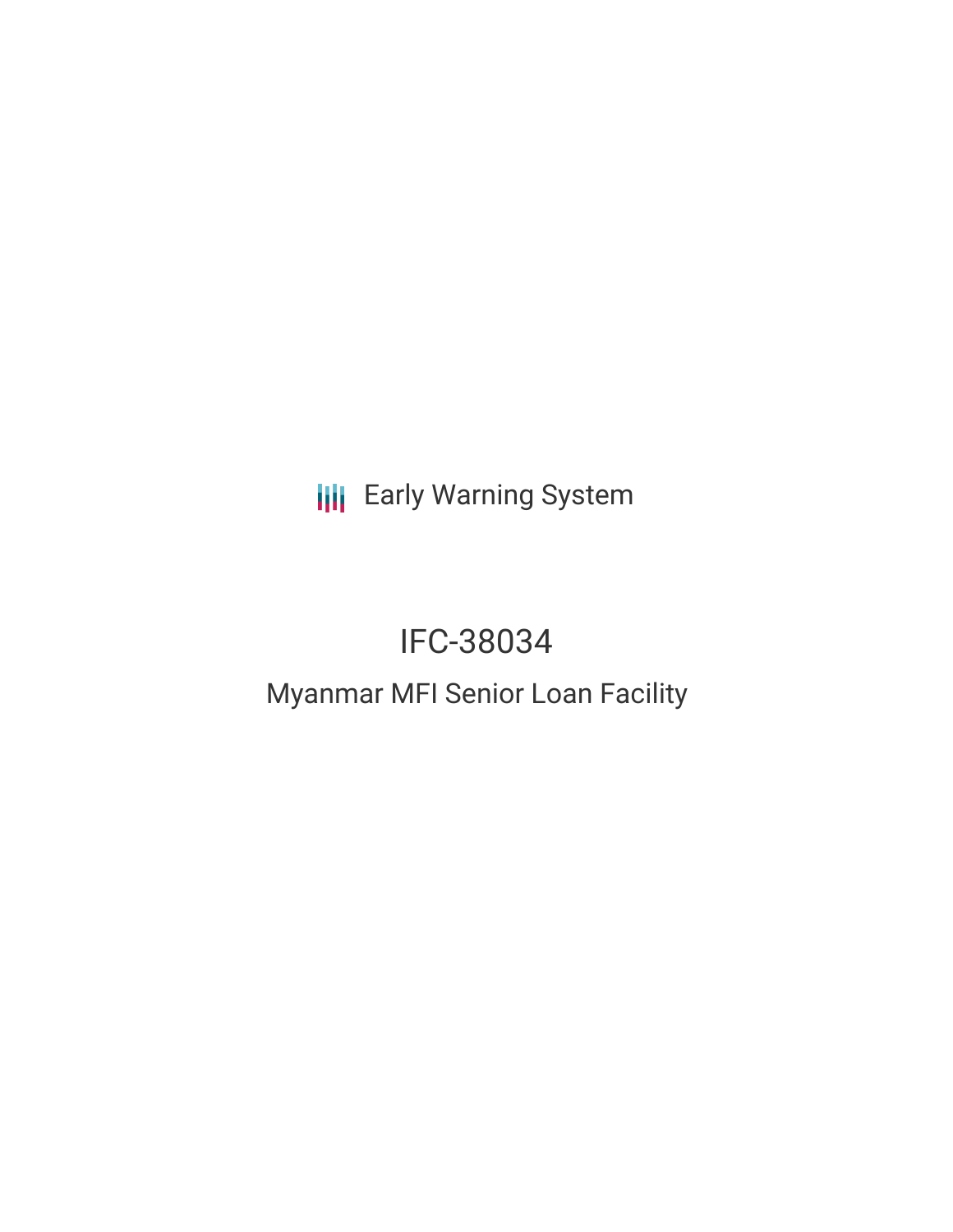Early Warning System

# IFC-38034

## Myanmar MFI Senior Loan Facility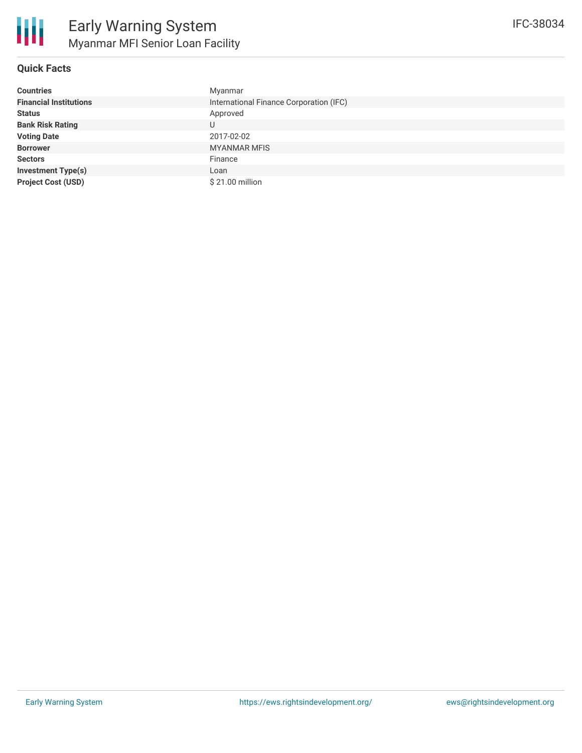# Early Warning System

## Myanmar MFI Senior Loan Facility

IFC-38034

### Quick Facts

| | |
|---|---|
| **Countries** | Myanmar |
| **Financial Institutions** | International Finance Corporation (IFC) |
| **Status** | Approved |
| **Bank Risk Rating** | U |
| **Voting Date** | 2017-02-02 |
| **Borrower** | MYANMAR MFIS |
| **Sectors** | Finance |
| **Investment Type(s)** | Loan |
| **Project Cost (USD)** | $ 21.00 million |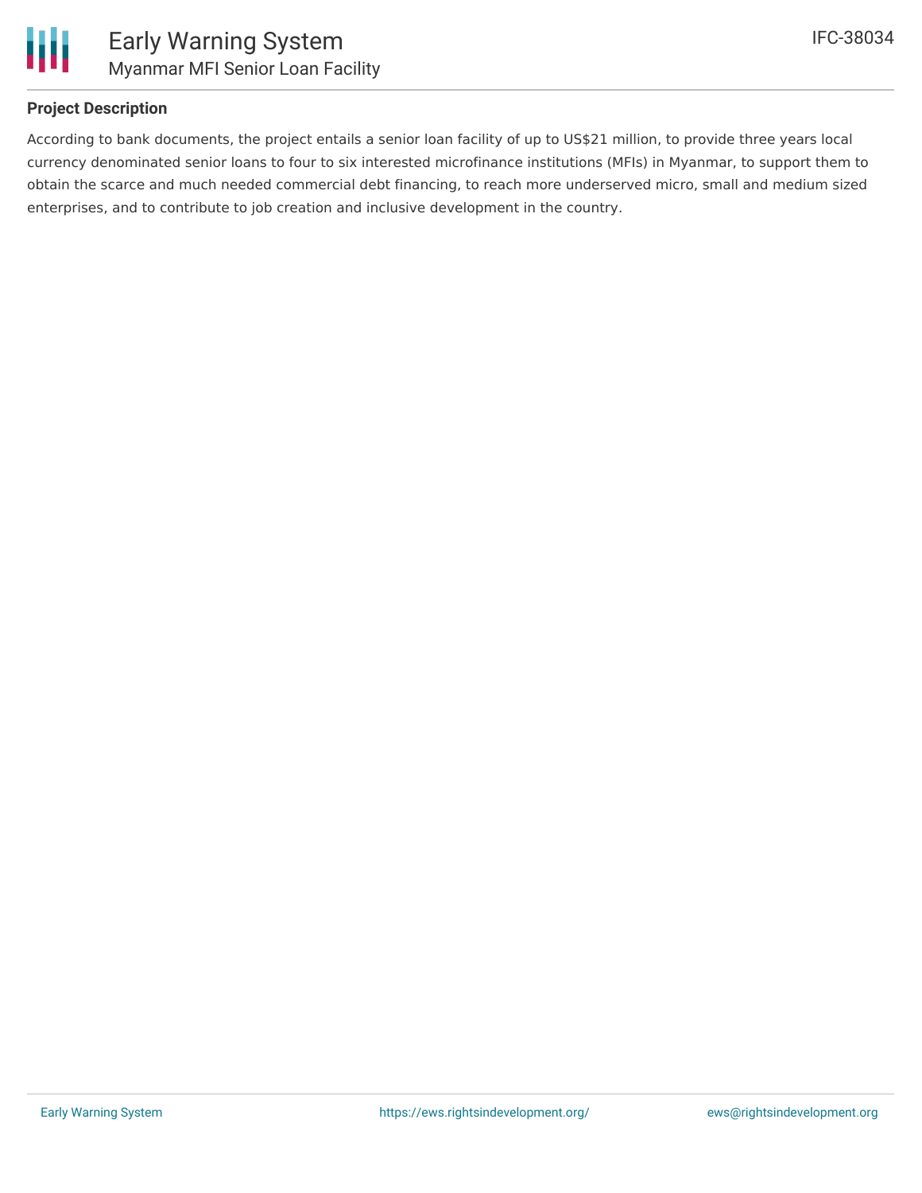## Project Description

According to bank documents, the project entails a senior loan facility of up to US$21 million, to provide three years local currency denominated senior loans to four to six interested microfinance institutions (MFIs) in Myanmar, to support them to obtain the scarce and much needed commercial debt financing, to reach more underserved micro, small and medium sized enterprises, and to contribute to job creation and inclusive development in the country.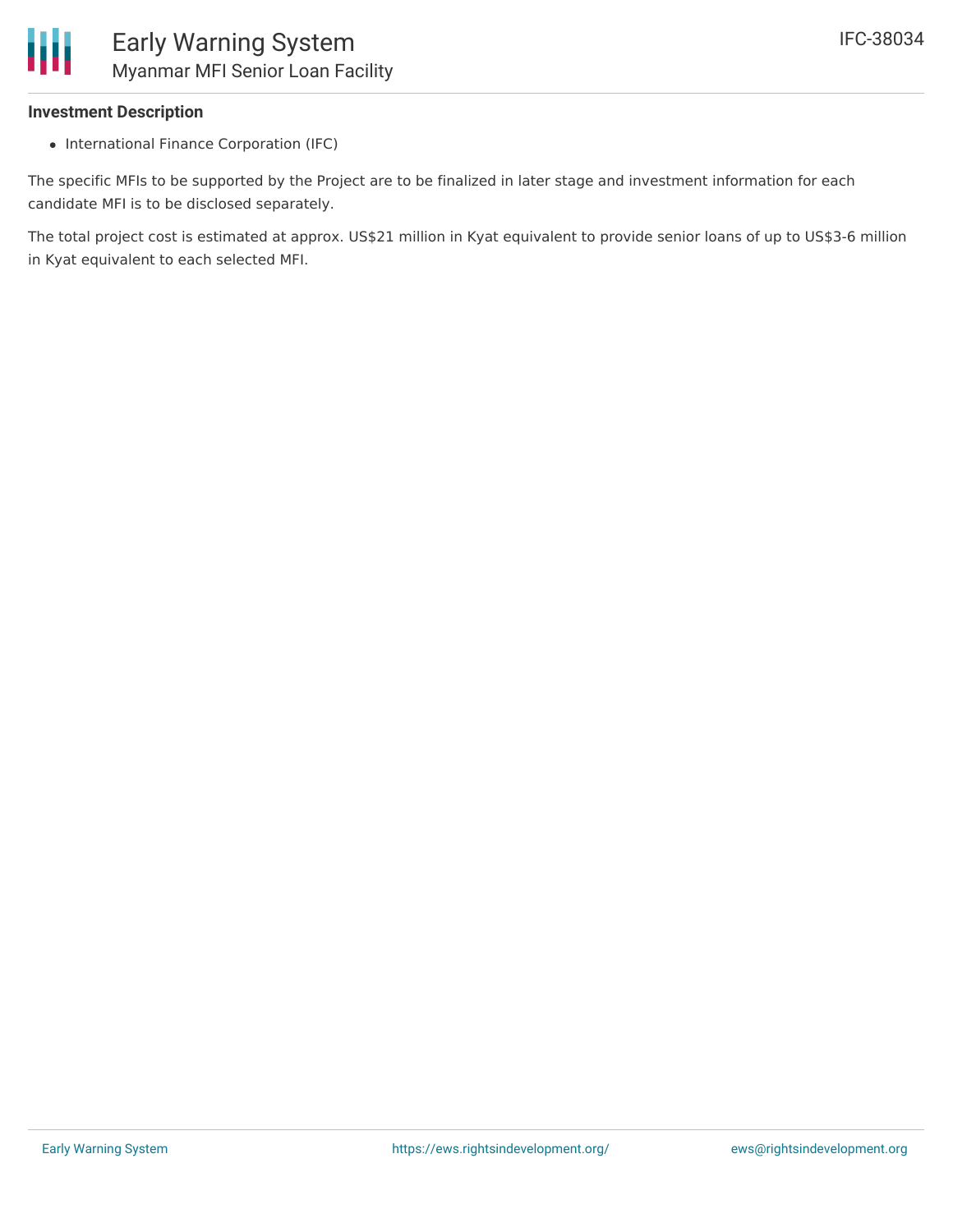### Investment Description

- International Finance Corporation (IFC)

The specific MFIs to be supported by the Project are to be finalized in later stage and investment information for each candidate MFI is to be disclosed separately.

The total project cost is estimated at approx. US$21 million in Kyat equivalent to provide senior loans of up to US$3-6 million in Kyat equivalent to each selected MFI.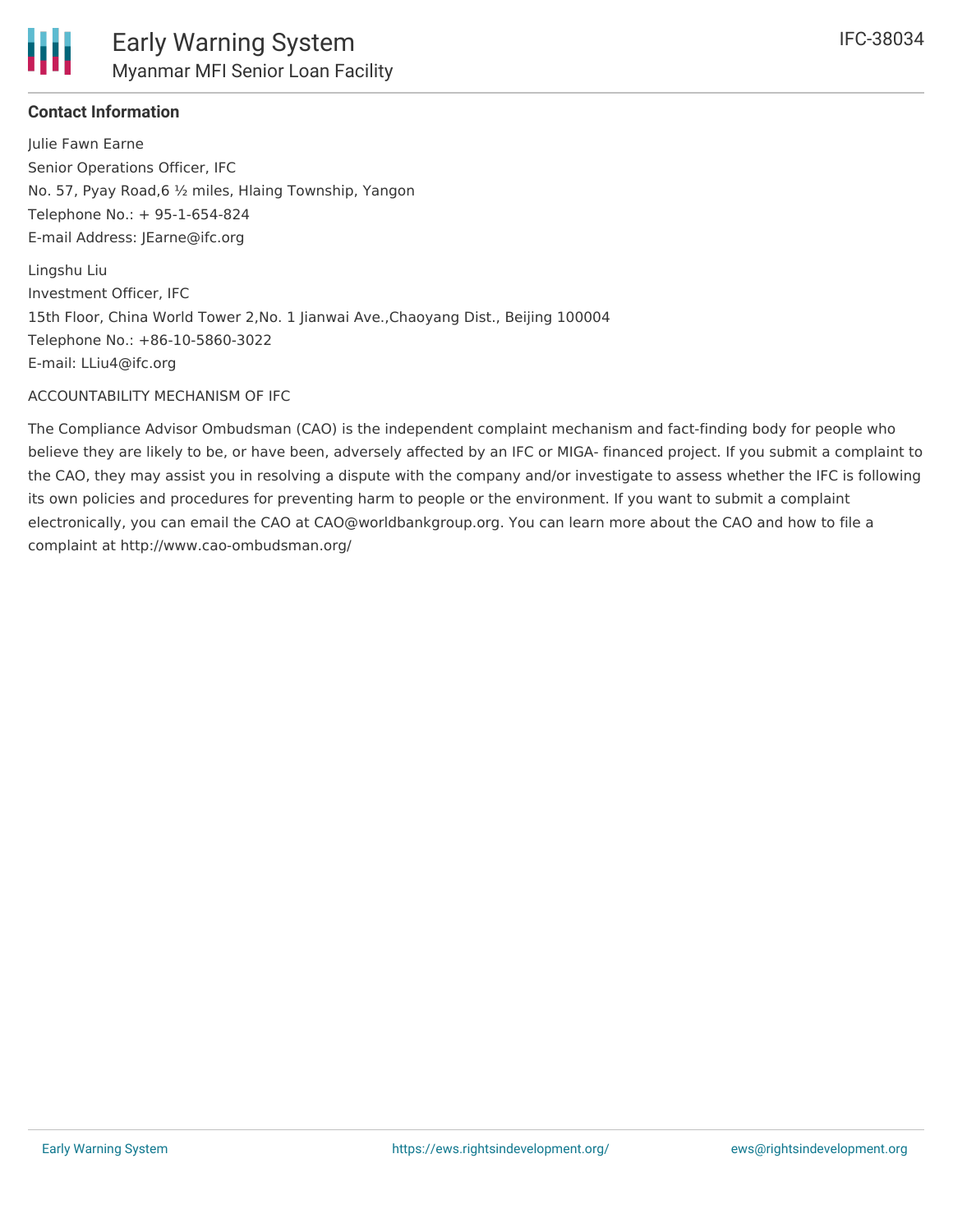## Contact Information

Julie Fawn Earne
Senior Operations Officer, IFC
No. 57, Pyay Road,6 ½ miles, Hlaing Township, Yangon
Telephone No.: + 95-1-654-824
E-mail Address: JEarne@ifc.org

Lingshu Liu
Investment Officer, IFC
15th Floor, China World Tower 2,No. 1 Jianwai Ave.,Chaoyang Dist., Beijing 100004
Telephone No.: +86-10-5860-3022
E-mail: LLiu4@ifc.org

ACCOUNTABILITY MECHANISM OF IFC

The Compliance Advisor Ombudsman (CAO) is the independent complaint mechanism and fact-finding body for people who believe they are likely to be, or have been, adversely affected by an IFC or MIGA- financed project. If you submit a complaint to the CAO, they may assist you in resolving a dispute with the company and/or investigate to assess whether the IFC is following its own policies and procedures for preventing harm to people or the environment. If you want to submit a complaint electronically, you can email the CAO at CAO@worldbankgroup.org. You can learn more about the CAO and how to file a complaint at http://www.cao-ombudsman.org/